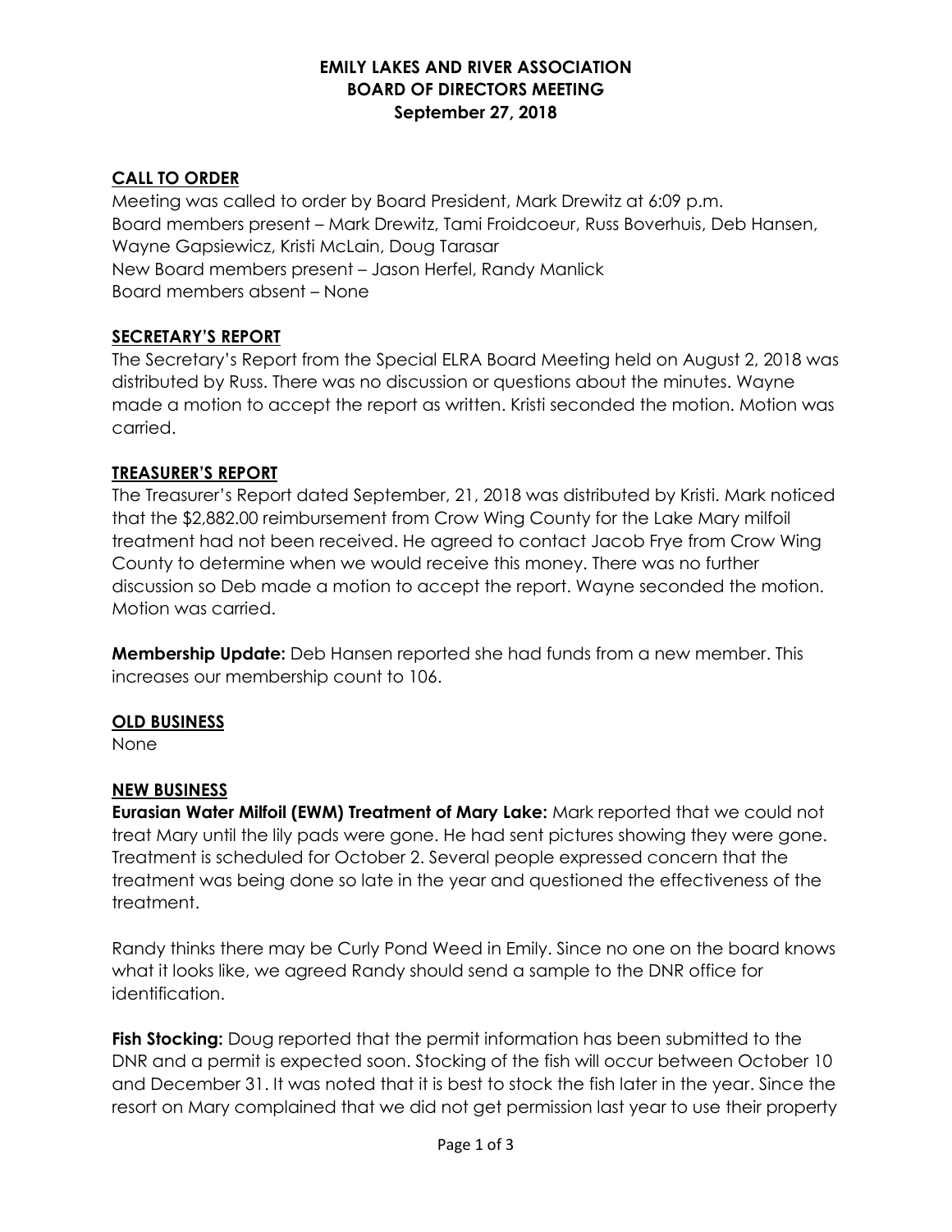# EMILY LAKES AND RIVER ASSOCIATION
## BOARD OF DIRECTORS MEETING
### September 27, 2018

**CALL TO ORDER**

Meeting was called to order by Board President, Mark Drewitz at 6:09 p.m.
Board members present – Mark Drewitz, Tami Froidcoeur, Russ Boverhuis, Deb Hansen, Wayne Gapsiewicz, Kristi McLain, Doug Tarasar
New Board members present – Jason Herfel, Randy Manlick
Board members absent – None

**SECRETARY'S REPORT**

The Secretary's Report from the Special ELRA Board Meeting held on August 2, 2018 was distributed by Russ. There was no discussion or questions about the minutes. Wayne made a motion to accept the report as written. Kristi seconded the motion. Motion was carried.

**TREASURER'S REPORT**

The Treasurer's Report dated September, 21, 2018 was distributed by Kristi. Mark noticed that the $2,882.00 reimbursement from Crow Wing County for the Lake Mary milfoil treatment had not been received. He agreed to contact Jacob Frye from Crow Wing County to determine when we would receive this money. There was no further discussion so Deb made a motion to accept the report. Wayne seconded the motion. Motion was carried.

**Membership Update:** Deb Hansen reported she had funds from a new member. This increases our membership count to 106.

**OLD BUSINESS**

None

**NEW BUSINESS**

**Eurasian Water Milfoil (EWM) Treatment of Mary Lake:** Mark reported that we could not treat Mary until the lily pads were gone. He had sent pictures showing they were gone. Treatment is scheduled for October 2. Several people expressed concern that the treatment was being done so late in the year and questioned the effectiveness of the treatment.

Randy thinks there may be Curly Pond Weed in Emily. Since no one on the board knows what it looks like, we agreed Randy should send a sample to the DNR office for identification.

**Fish Stocking:** Doug reported that the permit information has been submitted to the DNR and a permit is expected soon. Stocking of the fish will occur between October 10 and December 31. It was noted that it is best to stock the fish later in the year. Since the resort on Mary complained that we did not get permission last year to use their property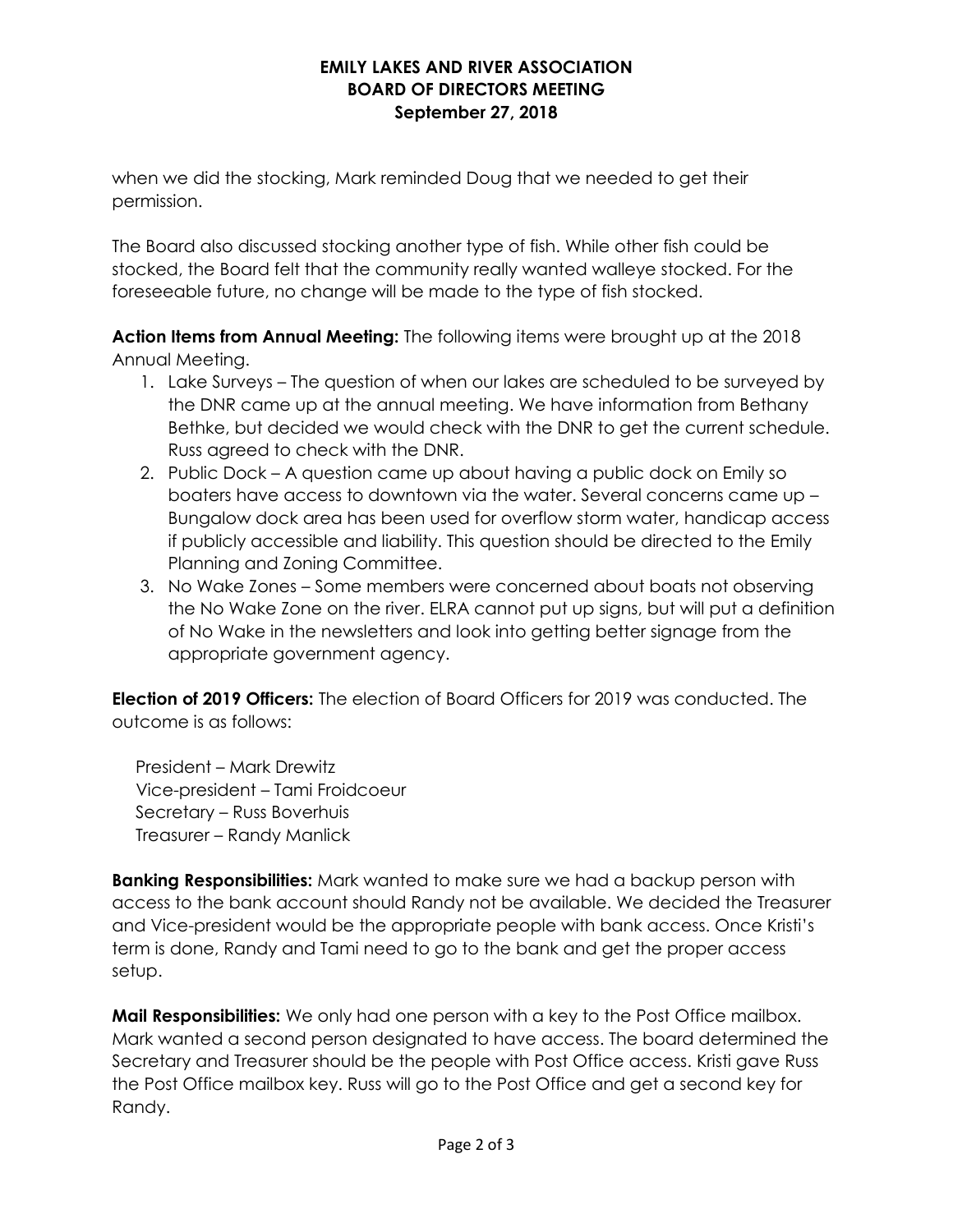when we did the stocking, Mark reminded Doug that we needed to get their permission.

The Board also discussed stocking another type of fish. While other fish could be stocked, the Board felt that the community really wanted walleye stocked. For the foreseeable future, no change will be made to the type of fish stocked.

**Action Items from Annual Meeting:** The following items were brought up at the 2018 Annual Meeting.

1. Lake Surveys – The question of when our lakes are scheduled to be surveyed by the DNR came up at the annual meeting. We have information from Bethany Bethke, but decided we would check with the DNR to get the current schedule. Russ agreed to check with the DNR.
2. Public Dock – A question came up about having a public dock on Emily so boaters have access to downtown via the water. Several concerns came up – Bungalow dock area has been used for overflow storm water, handicap access if publicly accessible and liability. This question should be directed to the Emily Planning and Zoning Committee.
3. No Wake Zones – Some members were concerned about boats not observing the No Wake Zone on the river. ELRA cannot put up signs, but will put a definition of No Wake in the newsletters and look into getting better signage from the appropriate government agency.

**Election of 2019 Officers:** The election of Board Officers for 2019 was conducted. The outcome is as follows:

President – Mark Drewitz
Vice-president – Tami Froidcoeur
Secretary – Russ Boverhuis
Treasurer – Randy Manlick

**Banking Responsibilities:** Mark wanted to make sure we had a backup person with access to the bank account should Randy not be available. We decided the Treasurer and Vice-president would be the appropriate people with bank access. Once Kristi's term is done, Randy and Tami need to go to the bank and get the proper access setup.

**Mail Responsibilities:** We only had one person with a key to the Post Office mailbox. Mark wanted a second person designated to have access. The board determined the Secretary and Treasurer should be the people with Post Office access. Kristi gave Russ the Post Office mailbox key. Russ will go to the Post Office and get a second key for Randy.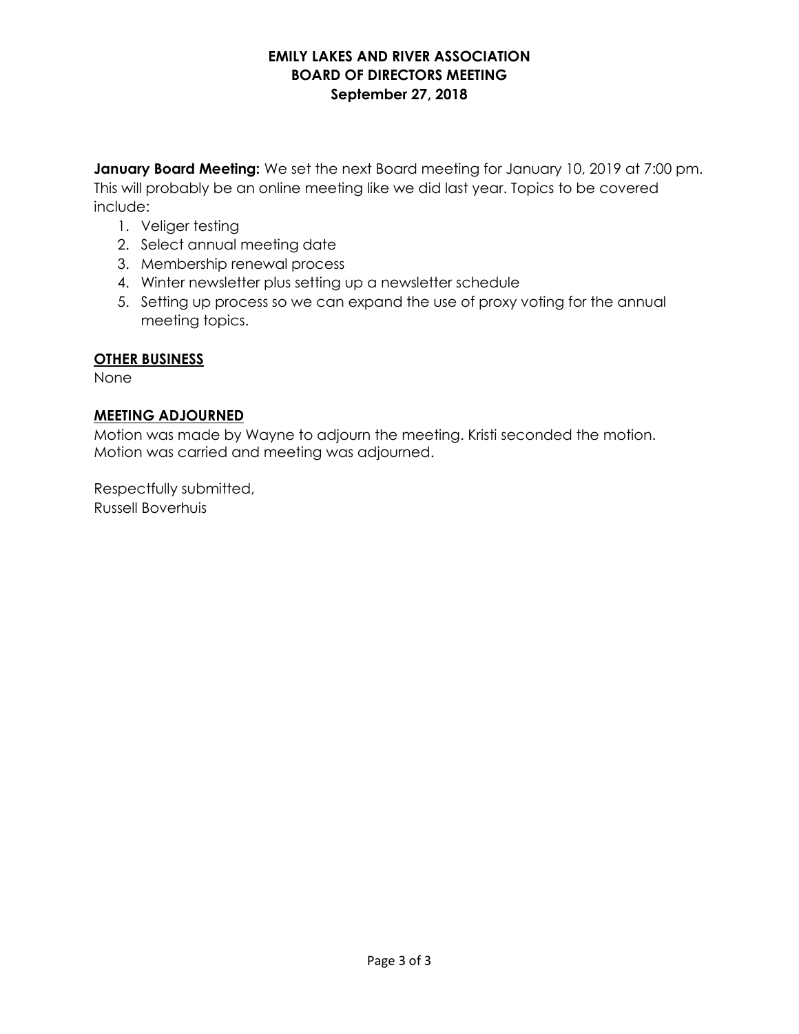**January Board Meeting:** We set the next Board meeting for January 10, 2019 at 7:00 pm. This will probably be an online meeting like we did last year. Topics to be covered include:

1. Veliger testing
2. Select annual meeting date
3. Membership renewal process
4. Winter newsletter plus setting up a newsletter schedule
5. Setting up process so we can expand the use of proxy voting for the annual meeting topics.

## OTHER BUSINESS

None

## MEETING ADJOURNED

Motion was made by Wayne to adjourn the meeting. Kristi seconded the motion. Motion was carried and meeting was adjourned.

Respectfully submitted,
Russell Boverhuis